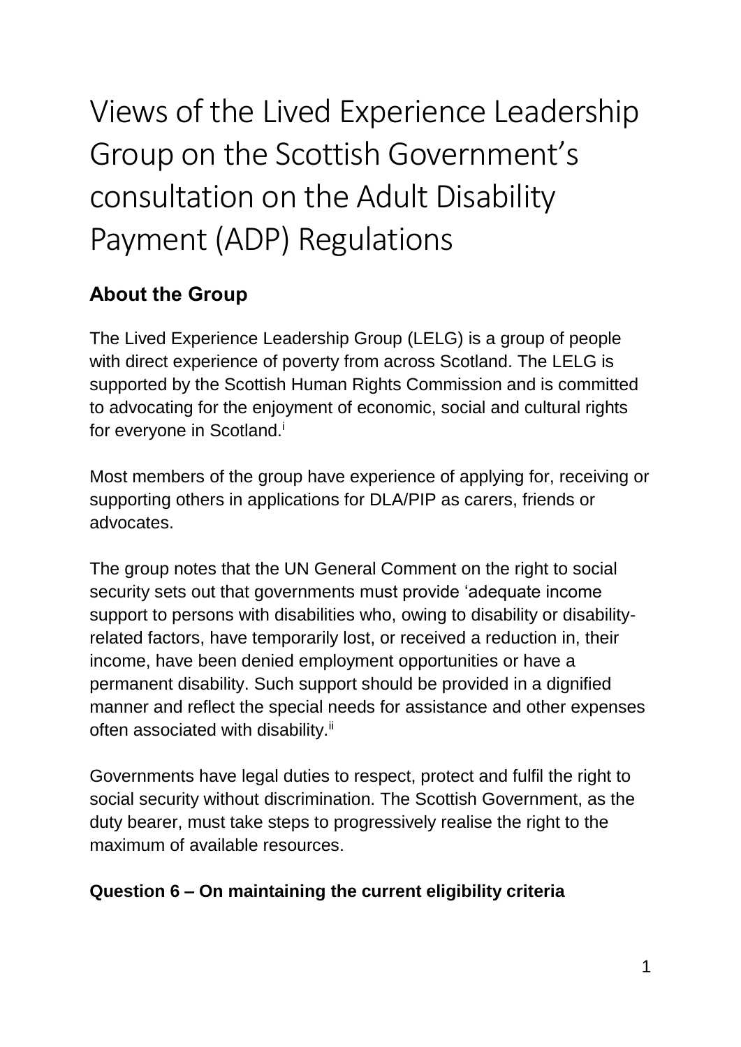# Views of the Lived Experience Leadership Group on the Scottish Government's consultation on the Adult Disability Payment (ADP) Regulations

## About the Group

The Lived Experience Leadership Group (LELG) is a group of people with direct experience of poverty from across Scotland. The LELG is supported by the Scottish Human Rights Commission and is committed to advocating for the enjoyment of economic, social and cultural rights for everyone in Scotland.[i]

Most members of the group have experience of applying for, receiving or supporting others in applications for DLA/PIP as carers, friends or advocates.

The group notes that the UN General Comment on the right to social security sets out that governments must provide 'adequate income support to persons with disabilities who, owing to disability or disability-related factors, have temporarily lost, or received a reduction in, their income, have been denied employment opportunities or have a permanent disability. Such support should be provided in a dignified manner and reflect the special needs for assistance and other expenses often associated with disability.[ii]

Governments have legal duties to respect, protect and fulfil the right to social security without discrimination. The Scottish Government, as the duty bearer, must take steps to progressively realise the right to the maximum of available resources.

**Question 6 – On maintaining the current eligibility criteria**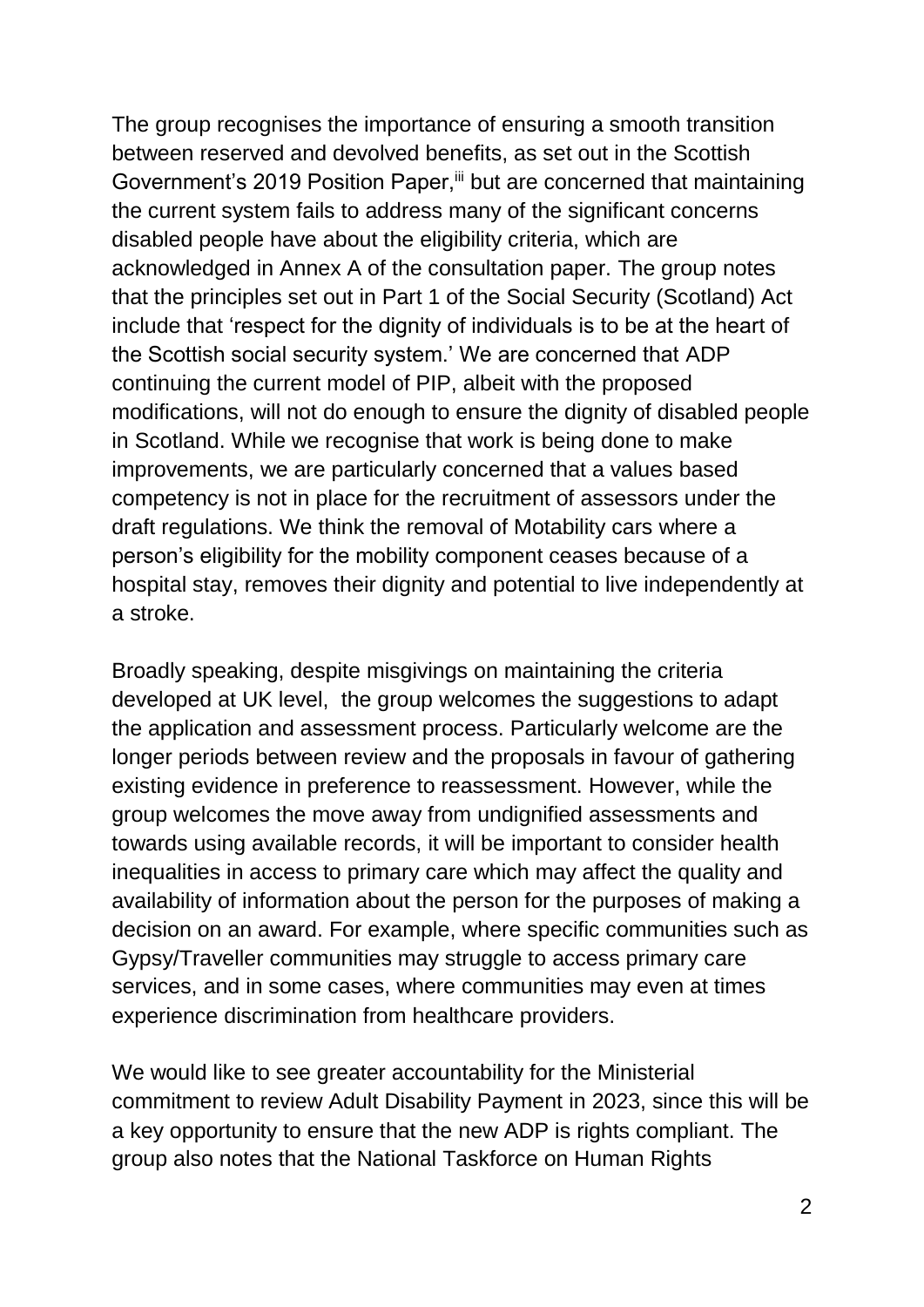The group recognises the importance of ensuring a smooth transition between reserved and devolved benefits, as set out in the Scottish Government's 2019 Position Paper,[iii] but are concerned that maintaining the current system fails to address many of the significant concerns disabled people have about the eligibility criteria, which are acknowledged in Annex A of the consultation paper. The group notes that the principles set out in Part 1 of the Social Security (Scotland) Act include that 'respect for the dignity of individuals is to be at the heart of the Scottish social security system.' We are concerned that ADP continuing the current model of PIP, albeit with the proposed modifications, will not do enough to ensure the dignity of disabled people in Scotland. While we recognise that work is being done to make improvements, we are particularly concerned that a values based competency is not in place for the recruitment of assessors under the draft regulations. We think the removal of Motability cars where a person's eligibility for the mobility component ceases because of a hospital stay, removes their dignity and potential to live independently at a stroke.

Broadly speaking, despite misgivings on maintaining the criteria developed at UK level, the group welcomes the suggestions to adapt the application and assessment process. Particularly welcome are the longer periods between review and the proposals in favour of gathering existing evidence in preference to reassessment. However, while the group welcomes the move away from undignified assessments and towards using available records, it will be important to consider health inequalities in access to primary care which may affect the quality and availability of information about the person for the purposes of making a decision on an award. For example, where specific communities such as Gypsy/Traveller communities may struggle to access primary care services, and in some cases, where communities may even at times experience discrimination from healthcare providers.

We would like to see greater accountability for the Ministerial commitment to review Adult Disability Payment in 2023, since this will be a key opportunity to ensure that the new ADP is rights compliant. The group also notes that the National Taskforce on Human Rights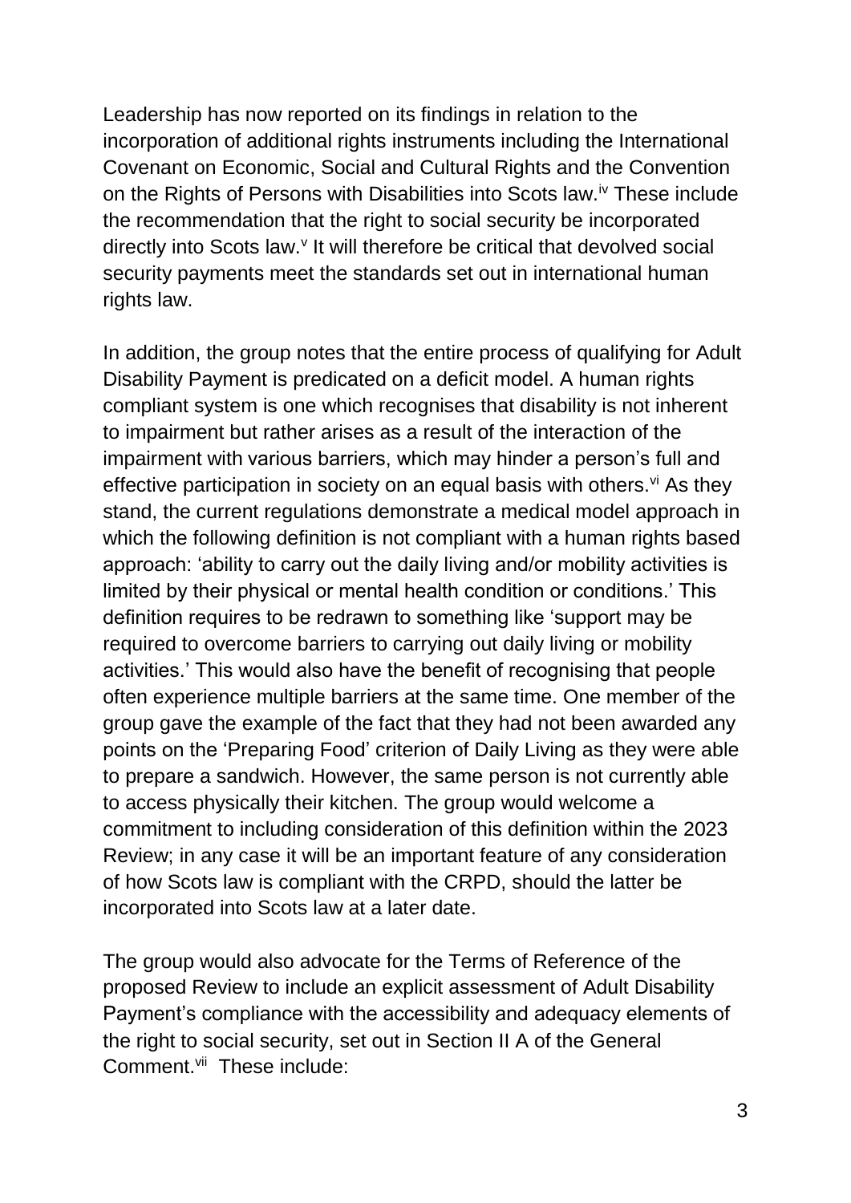Leadership has now reported on its findings in relation to the incorporation of additional rights instruments including the International Covenant on Economic, Social and Cultural Rights and the Convention on the Rights of Persons with Disabilities into Scots law.[iv] These include the recommendation that the right to social security be incorporated directly into Scots law.[v] It will therefore be critical that devolved social security payments meet the standards set out in international human rights law.

In addition, the group notes that the entire process of qualifying for Adult Disability Payment is predicated on a deficit model. A human rights compliant system is one which recognises that disability is not inherent to impairment but rather arises as a result of the interaction of the impairment with various barriers, which may hinder a person's full and effective participation in society on an equal basis with others.[vi] As they stand, the current regulations demonstrate a medical model approach in which the following definition is not compliant with a human rights based approach: 'ability to carry out the daily living and/or mobility activities is limited by their physical or mental health condition or conditions.' This definition requires to be redrawn to something like 'support may be required to overcome barriers to carrying out daily living or mobility activities.' This would also have the benefit of recognising that people often experience multiple barriers at the same time. One member of the group gave the example of the fact that they had not been awarded any points on the 'Preparing Food' criterion of Daily Living as they were able to prepare a sandwich. However, the same person is not currently able to access physically their kitchen. The group would welcome a commitment to including consideration of this definition within the 2023 Review; in any case it will be an important feature of any consideration of how Scots law is compliant with the CRPD, should the latter be incorporated into Scots law at a later date.

The group would also advocate for the Terms of Reference of the proposed Review to include an explicit assessment of Adult Disability Payment's compliance with the accessibility and adequacy elements of the right to social security, set out in Section II A of the General Comment.[vii] These include: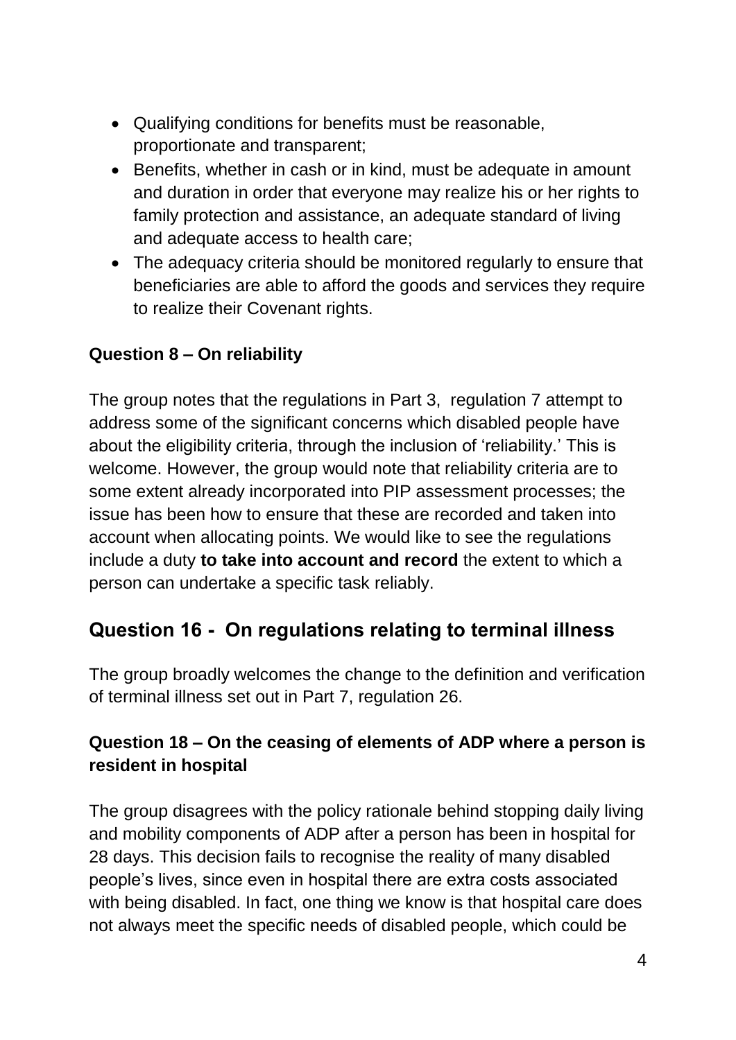- Qualifying conditions for benefits must be reasonable, proportionate and transparent;
- Benefits, whether in cash or in kind, must be adequate in amount and duration in order that everyone may realize his or her rights to family protection and assistance, an adequate standard of living and adequate access to health care;
- The adequacy criteria should be monitored regularly to ensure that beneficiaries are able to afford the goods and services they require to realize their Covenant rights.

### Question 8 – On reliability

The group notes that the regulations in Part 3, regulation 7 attempt to address some of the significant concerns which disabled people have about the eligibility criteria, through the inclusion of 'reliability.' This is welcome. However, the group would note that reliability criteria are to some extent already incorporated into PIP assessment processes; the issue has been how to ensure that these are recorded and taken into account when allocating points. We would like to see the regulations include a duty **to take into account and record** the extent to which a person can undertake a specific task reliably.

## Question 16 - On regulations relating to terminal illness

The group broadly welcomes the change to the definition and verification of terminal illness set out in Part 7, regulation 26.

### Question 18 – On the ceasing of elements of ADP where a person is resident in hospital

The group disagrees with the policy rationale behind stopping daily living and mobility components of ADP after a person has been in hospital for 28 days. This decision fails to recognise the reality of many disabled people's lives, since even in hospital there are extra costs associated with being disabled. In fact, one thing we know is that hospital care does not always meet the specific needs of disabled people, which could be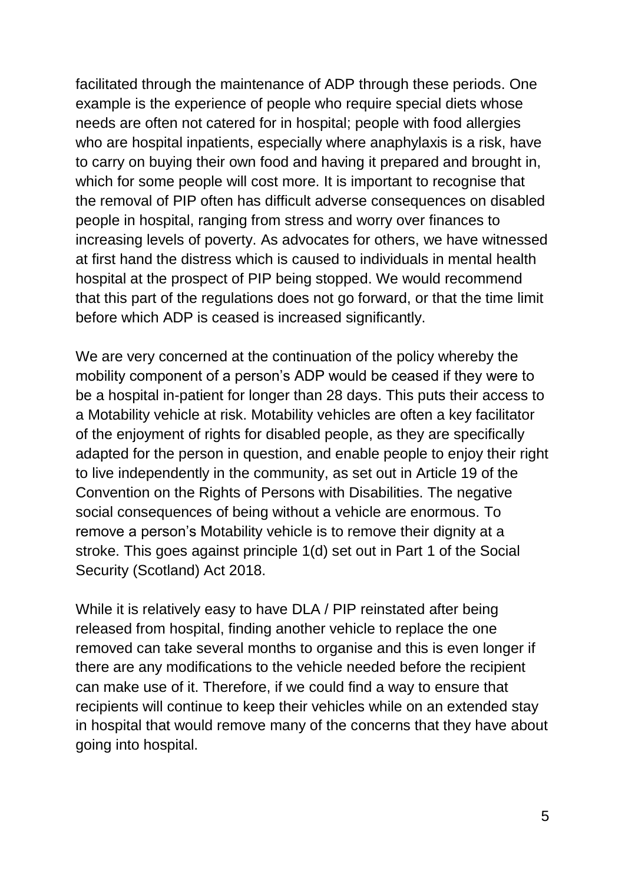facilitated through the maintenance of ADP through these periods. One example is the experience of people who require special diets whose needs are often not catered for in hospital; people with food allergies who are hospital inpatients, especially where anaphylaxis is a risk, have to carry on buying their own food and having it prepared and brought in, which for some people will cost more. It is important to recognise that the removal of PIP often has difficult adverse consequences on disabled people in hospital, ranging from stress and worry over finances to increasing levels of poverty. As advocates for others, we have witnessed at first hand the distress which is caused to individuals in mental health hospital at the prospect of PIP being stopped. We would recommend that this part of the regulations does not go forward, or that the time limit before which ADP is ceased is increased significantly.

We are very concerned at the continuation of the policy whereby the mobility component of a person's ADP would be ceased if they were to be a hospital in-patient for longer than 28 days. This puts their access to a Motability vehicle at risk. Motability vehicles are often a key facilitator of the enjoyment of rights for disabled people, as they are specifically adapted for the person in question, and enable people to enjoy their right to live independently in the community, as set out in Article 19 of the Convention on the Rights of Persons with Disabilities. The negative social consequences of being without a vehicle are enormous. To remove a person's Motability vehicle is to remove their dignity at a stroke. This goes against principle 1(d) set out in Part 1 of the Social Security (Scotland) Act 2018.

While it is relatively easy to have DLA / PIP reinstated after being released from hospital, finding another vehicle to replace the one removed can take several months to organise and this is even longer if there are any modifications to the vehicle needed before the recipient can make use of it. Therefore, if we could find a way to ensure that recipients will continue to keep their vehicles while on an extended stay in hospital that would remove many of the concerns that they have about going into hospital.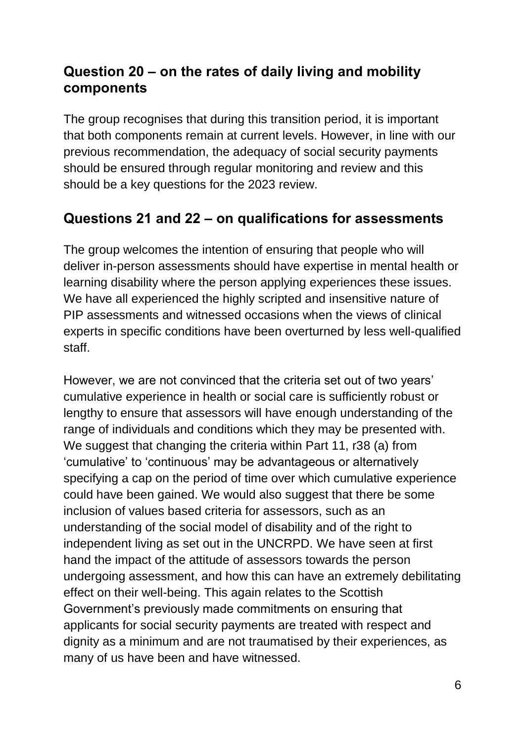## Question 20 – on the rates of daily living and mobility components

The group recognises that during this transition period, it is important that both components remain at current levels. However, in line with our previous recommendation, the adequacy of social security payments should be ensured through regular monitoring and review and this should be a key questions for the 2023 review.

## Questions 21 and 22 – on qualifications for assessments

The group welcomes the intention of ensuring that people who will deliver in-person assessments should have expertise in mental health or learning disability where the person applying experiences these issues. We have all experienced the highly scripted and insensitive nature of PIP assessments and witnessed occasions when the views of clinical experts in specific conditions have been overturned by less well-qualified staff.

However, we are not convinced that the criteria set out of two years' cumulative experience in health or social care is sufficiently robust or lengthy to ensure that assessors will have enough understanding of the range of individuals and conditions which they may be presented with. We suggest that changing the criteria within Part 11, r38 (a) from 'cumulative' to 'continuous' may be advantageous or alternatively specifying a cap on the period of time over which cumulative experience could have been gained. We would also suggest that there be some inclusion of values based criteria for assessors, such as an understanding of the social model of disability and of the right to independent living as set out in the UNCRPD. We have seen at first hand the impact of the attitude of assessors towards the person undergoing assessment, and how this can have an extremely debilitating effect on their well-being. This again relates to the Scottish Government's previously made commitments on ensuring that applicants for social security payments are treated with respect and dignity as a minimum and are not traumatised by their experiences, as many of us have been and have witnessed.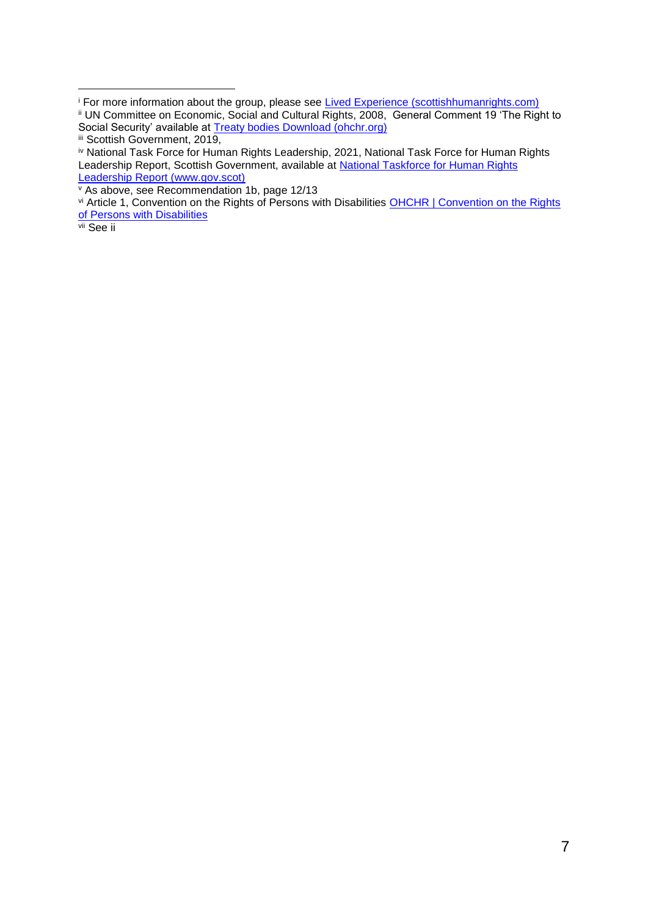[i] For more information about the group, please see Lived Experience (scottishhumanrights.com)

[ii] UN Committee on Economic, Social and Cultural Rights, 2008, General Comment 19 'The Right to Social Security' available at Treaty bodies Download (ohchr.org)

[iii] Scottish Government, 2019,

[iv] National Task Force for Human Rights Leadership, 2021, National Task Force for Human Rights Leadership Report, Scottish Government, available at National Taskforce for Human Rights Leadership Report (www.gov.scot)

[v] As above, see Recommendation 1b, page 12/13

[vi] Article 1, Convention on the Rights of Persons with Disabilities OHCHR | Convention on the Rights of Persons with Disabilities

[vii] See ii